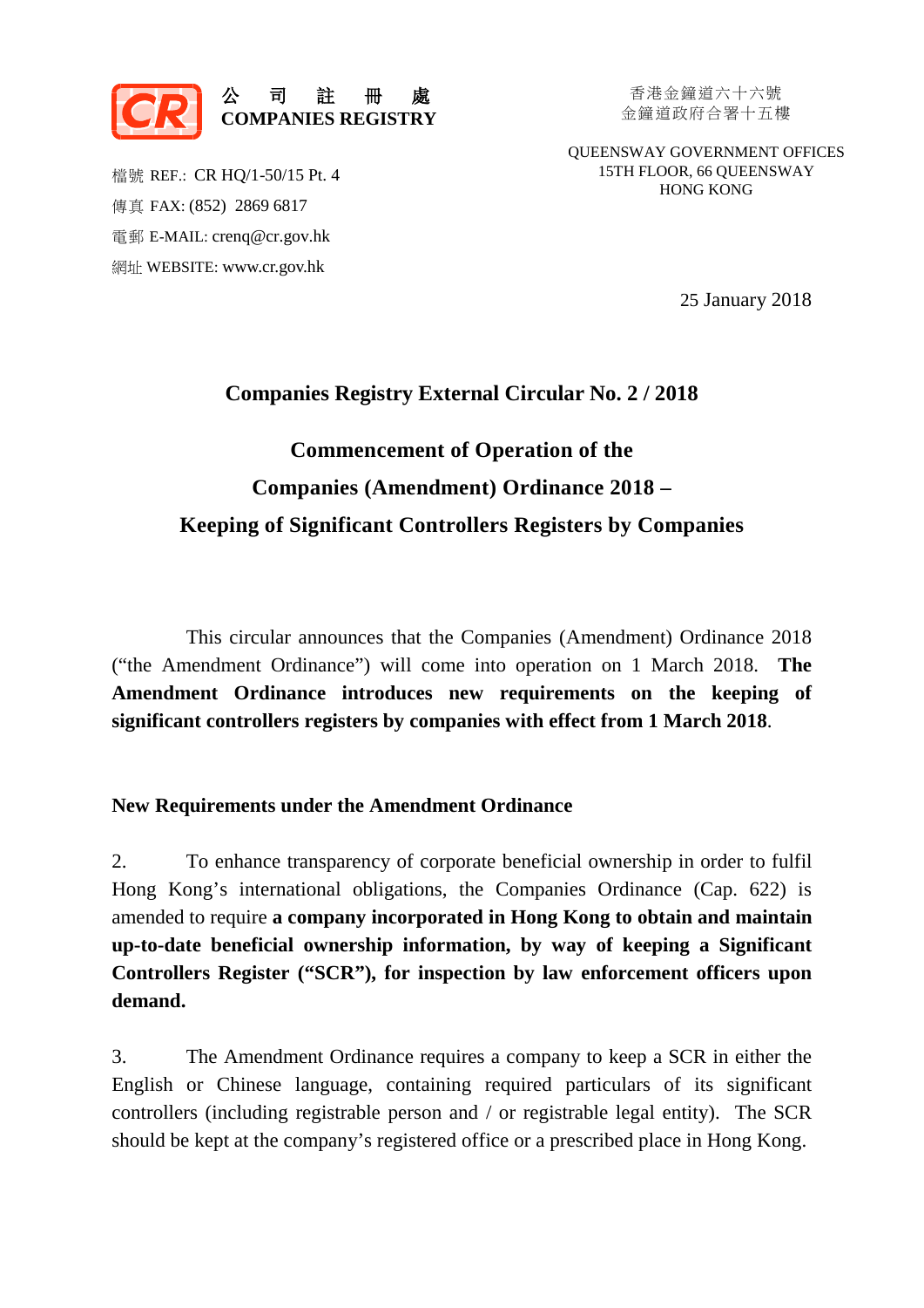公 司 註 冊 處
**COMPANIES REGISTRY**

香港金鐘道六十六號
金鐘道政府合署十五樓

QUEENSWAY GOVERNMENT OFFICES
15TH FLOOR, 66 QUEENSWAY
HONG KONG

檔號 REF.: CR HQ/1-50/15 Pt. 4
傳真 FAX: (852) 2869 6817
電郵 E-MAIL: crenq@cr.gov.hk
網址 WEBSITE: www.cr.gov.hk

25 January 2018

# Companies Registry External Circular No. 2 / 2018

## Commencement of Operation of the Companies (Amendment) Ordinance 2018 – Keeping of Significant Controllers Registers by Companies

This circular announces that the Companies (Amendment) Ordinance 2018 ("the Amendment Ordinance") will come into operation on 1 March 2018. **The Amendment Ordinance introduces new requirements on the keeping of significant controllers registers by companies with effect from 1 March 2018**.

### New Requirements under the Amendment Ordinance

2. To enhance transparency of corporate beneficial ownership in order to fulfil Hong Kong's international obligations, the Companies Ordinance (Cap. 622) is amended to require **a company incorporated in Hong Kong to obtain and maintain up-to-date beneficial ownership information, by way of keeping a Significant Controllers Register ("SCR"), for inspection by law enforcement officers upon demand.**

3. The Amendment Ordinance requires a company to keep a SCR in either the English or Chinese language, containing required particulars of its significant controllers (including registrable person and / or registrable legal entity). The SCR should be kept at the company's registered office or a prescribed place in Hong Kong.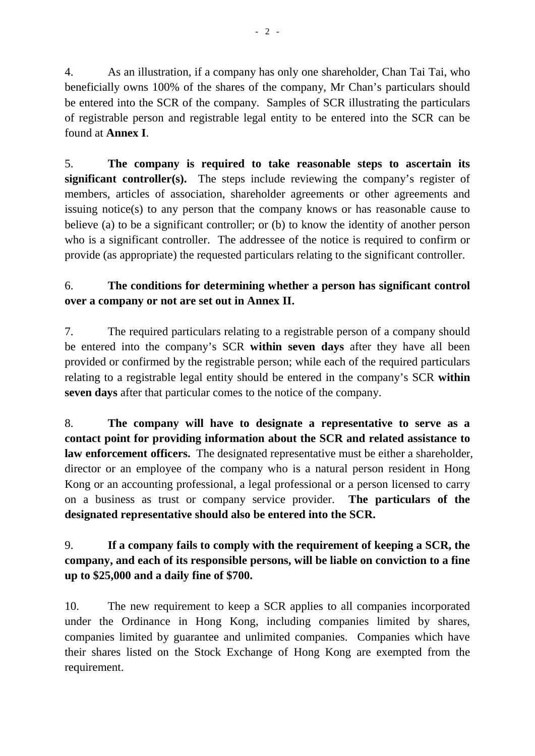4. As an illustration, if a company has only one shareholder, Chan Tai Tai, who beneficially owns 100% of the shares of the company, Mr Chan's particulars should be entered into the SCR of the company. Samples of SCR illustrating the particulars of registrable person and registrable legal entity to be entered into the SCR can be found at **Annex I**.

5. **The company is required to take reasonable steps to ascertain its significant controller(s).** The steps include reviewing the company's register of members, articles of association, shareholder agreements or other agreements and issuing notice(s) to any person that the company knows or has reasonable cause to believe (a) to be a significant controller; or (b) to know the identity of another person who is a significant controller. The addressee of the notice is required to confirm or provide (as appropriate) the requested particulars relating to the significant controller.

6. **The conditions for determining whether a person has significant control over a company or not are set out in Annex II.**

7. The required particulars relating to a registrable person of a company should be entered into the company's SCR **within seven days** after they have all been provided or confirmed by the registrable person; while each of the required particulars relating to a registrable legal entity should be entered in the company's SCR **within seven days** after that particular comes to the notice of the company.

8. **The company will have to designate a representative to serve as a contact point for providing information about the SCR and related assistance to law enforcement officers.** The designated representative must be either a shareholder, director or an employee of the company who is a natural person resident in Hong Kong or an accounting professional, a legal professional or a person licensed to carry on a business as trust or company service provider. **The particulars of the designated representative should also be entered into the SCR.**

9. **If a company fails to comply with the requirement of keeping a SCR, the company, and each of its responsible persons, will be liable on conviction to a fine up to $25,000 and a daily fine of $700.**

10. The new requirement to keep a SCR applies to all companies incorporated under the Ordinance in Hong Kong, including companies limited by shares, companies limited by guarantee and unlimited companies. Companies which have their shares listed on the Stock Exchange of Hong Kong are exempted from the requirement.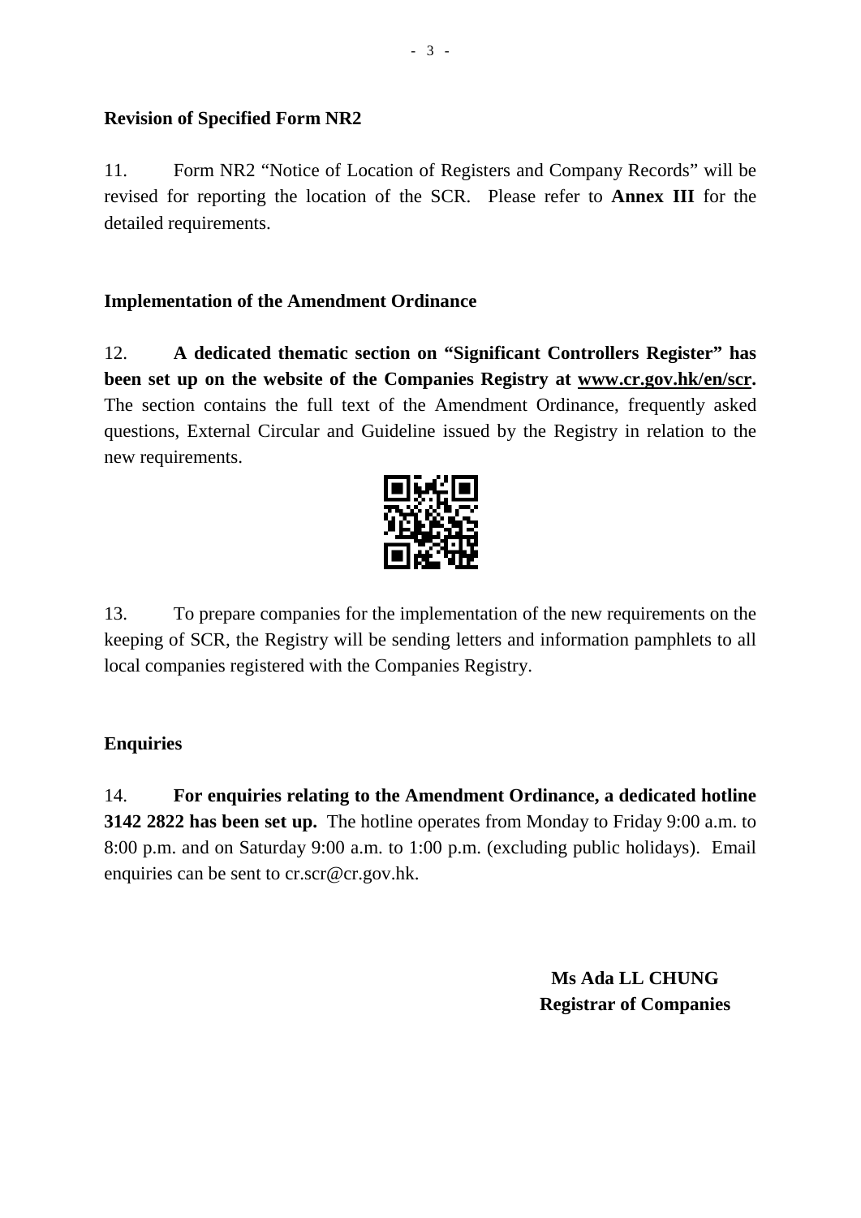**Revision of Specified Form NR2**

11. Form NR2 "Notice of Location of Registers and Company Records" will be revised for reporting the location of the SCR. Please refer to **Annex III** for the detailed requirements.

**Implementation of the Amendment Ordinance**

12. **A dedicated thematic section on "Significant Controllers Register" has been set up on the website of the Companies Registry at www.cr.gov.hk/en/scr.** The section contains the full text of the Amendment Ordinance, frequently asked questions, External Circular and Guideline issued by the Registry in relation to the new requirements.

13. To prepare companies for the implementation of the new requirements on the keeping of SCR, the Registry will be sending letters and information pamphlets to all local companies registered with the Companies Registry.

**Enquiries**

14. **For enquiries relating to the Amendment Ordinance, a dedicated hotline 3142 2822 has been set up.** The hotline operates from Monday to Friday 9:00 a.m. to 8:00 p.m. and on Saturday 9:00 a.m. to 1:00 p.m. (excluding public holidays). Email enquiries can be sent to cr.scr@cr.gov.hk.

**Ms Ada LL CHUNG**
**Registrar of Companies**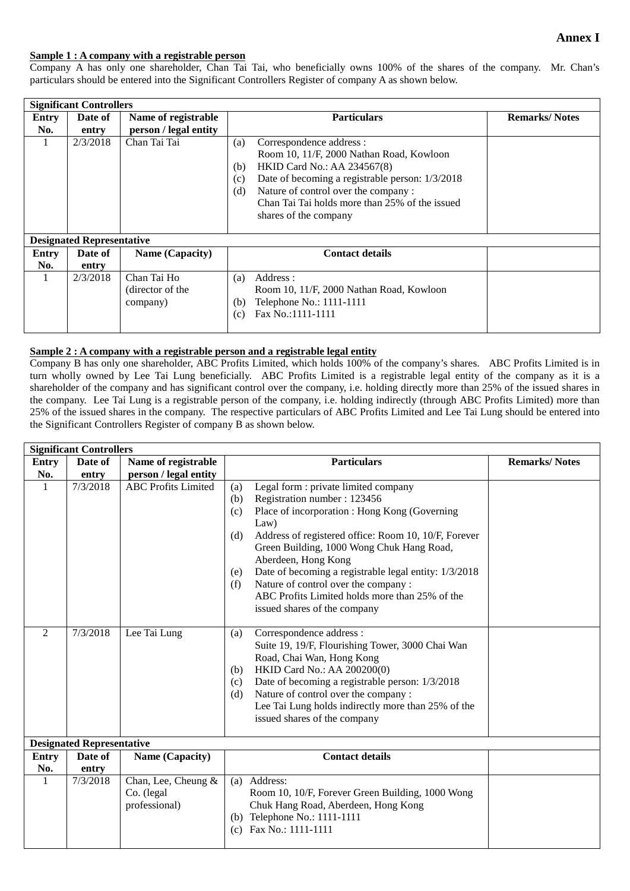**Annex I**

**Sample 1 : A company with a registrable person**

Company A has only one shareholder, Chan Tai Tai, who beneficially owns 100% of the shares of the company. Mr. Chan's particulars should be entered into the Significant Controllers Register of company A as shown below.

| **Significant Controllers** | | | | |
|---|---|---|---|---|
| **Entry No.** | **Date of entry** | **Name of registrable person / legal entity** | **Particulars** | **Remarks/ Notes** |
| 1 | 2/3/2018 | Chan Tai Tai | (a) Correspondence address : Room 10, 11/F, 2000 Nathan Road, Kowloon<br>(b) HKID Card No.: AA 234567(8)<br>(c) Date of becoming a registrable person: 1/3/2018<br>(d) Nature of control over the company : Chan Tai Tai holds more than 25% of the issued shares of the company | |
| **Designated Representative** | | | | |
| **Entry No.** | **Date of entry** | **Name (Capacity)** | **Contact details** | |
| 1 | 2/3/2018 | Chan Tai Ho (director of the company) | (a) Address : Room 10, 11/F, 2000 Nathan Road, Kowloon<br>(b) Telephone No.: 1111-1111<br>(c) Fax No.:1111-1111 | |

**Sample 2 : A company with a registrable person and a registrable legal entity**

Company B has only one shareholder, ABC Profits Limited, which holds 100% of the company's shares. ABC Profits Limited is in turn wholly owned by Lee Tai Lung beneficially. ABC Profits Limited is a registrable legal entity of the company as it is a shareholder of the company and has significant control over the company, i.e. holding directly more than 25% of the issued shares in the company. Lee Tai Lung is a registrable person of the company, i.e. holding indirectly (through ABC Profits Limited) more than 25% of the issued shares in the company. The respective particulars of ABC Profits Limited and Lee Tai Lung should be entered into the Significant Controllers Register of company B as shown below.

| **Significant Controllers** | | | | |
|---|---|---|---|---|
| **Entry No.** | **Date of entry** | **Name of registrable person / legal entity** | **Particulars** | **Remarks/ Notes** |
| 1 | 7/3/2018 | ABC Profits Limited | (a) Legal form : private limited company<br>(b) Registration number : 123456<br>(c) Place of incorporation : Hong Kong (Governing Law)<br>(d) Address of registered office: Room 10, 10/F, Forever Green Building, 1000 Wong Chuk Hang Road, Aberdeen, Hong Kong<br>(e) Date of becoming a registrable legal entity: 1/3/2018<br>(f) Nature of control over the company : ABC Profits Limited holds more than 25% of the issued shares of the company | |
| 2 | 7/3/2018 | Lee Tai Lung | (a) Correspondence address : Suite 19, 19/F, Flourishing Tower, 3000 Chai Wan Road, Chai Wan, Hong Kong<br>(b) HKID Card No.: AA 200200(0)<br>(c) Date of becoming a registrable person: 1/3/2018<br>(d) Nature of control over the company : Lee Tai Lung holds indirectly more than 25% of the issued shares of the company | |
| **Designated Representative** | | | | |
| **Entry No.** | **Date of entry** | **Name (Capacity)** | **Contact details** | |
| 1 | 7/3/2018 | Chan, Lee, Cheung & Co. (legal professional) | (a) Address: Room 10, 10/F, Forever Green Building, 1000 Wong Chuk Hang Road, Aberdeen, Hong Kong<br>(b) Telephone No.: 1111-1111<br>(c) Fax No.: 1111-1111 | |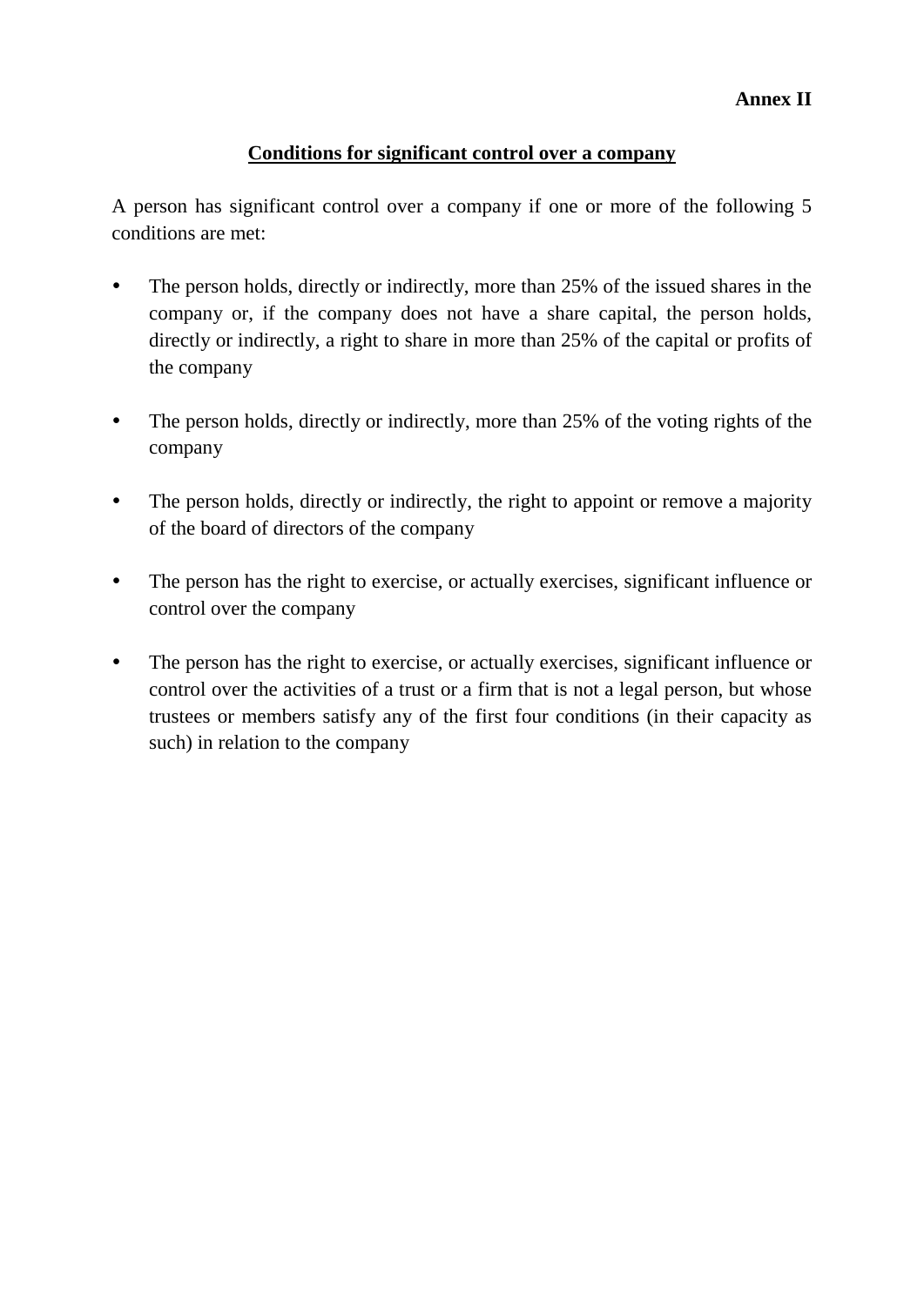**Annex II**

## Conditions for significant control over a company

A person has significant control over a company if one or more of the following 5 conditions are met:

- The person holds, directly or indirectly, more than 25% of the issued shares in the company or, if the company does not have a share capital, the person holds, directly or indirectly, a right to share in more than 25% of the capital or profits of the company

- The person holds, directly or indirectly, more than 25% of the voting rights of the company

- The person holds, directly or indirectly, the right to appoint or remove a majority of the board of directors of the company

- The person has the right to exercise, or actually exercises, significant influence or control over the company

- The person has the right to exercise, or actually exercises, significant influence or control over the activities of a trust or a firm that is not a legal person, but whose trustees or members satisfy any of the first four conditions (in their capacity as such) in relation to the company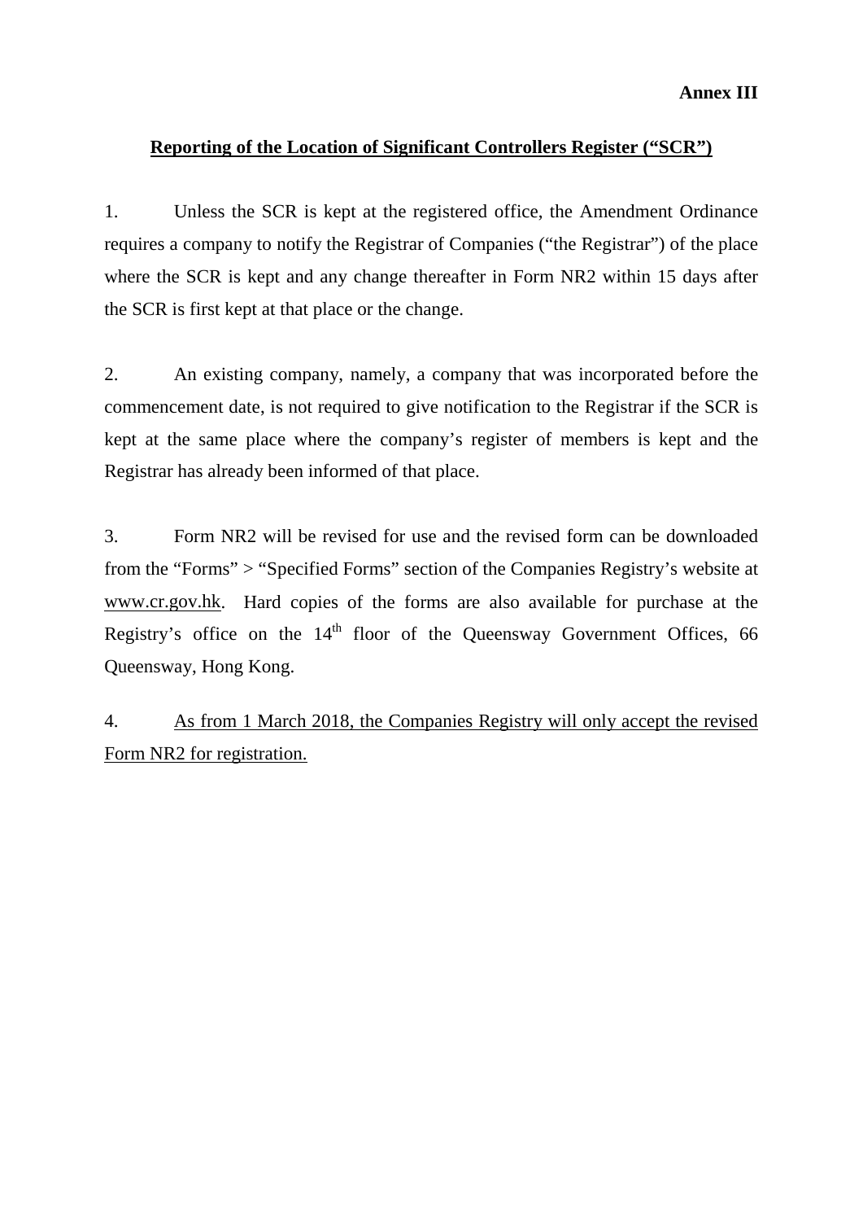**Annex III**

**Reporting of the Location of Significant Controllers Register (“SCR”)**

1. Unless the SCR is kept at the registered office, the Amendment Ordinance requires a company to notify the Registrar of Companies (“the Registrar”) of the place where the SCR is kept and any change thereafter in Form NR2 within 15 days after the SCR is first kept at that place or the change.

2. An existing company, namely, a company that was incorporated before the commencement date, is not required to give notification to the Registrar if the SCR is kept at the same place where the company’s register of members is kept and the Registrar has already been informed of that place.

3. Form NR2 will be revised for use and the revised form can be downloaded from the “Forms” > “Specified Forms” section of the Companies Registry’s website at www.cr.gov.hk. Hard copies of the forms are also available for purchase at the Registry’s office on the 14th floor of the Queensway Government Offices, 66 Queensway, Hong Kong.

4. As from 1 March 2018, the Companies Registry will only accept the revised Form NR2 for registration.